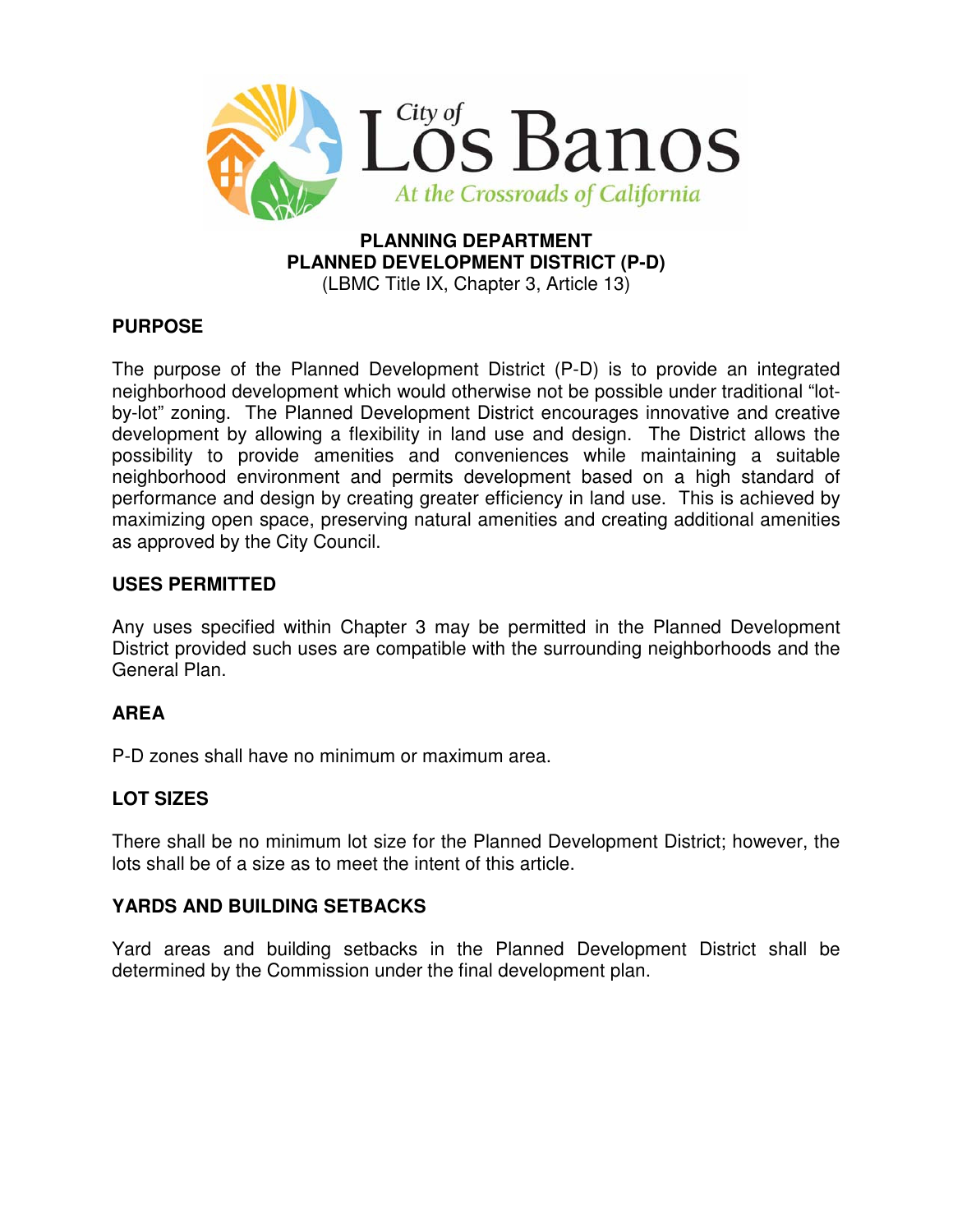City of Los Banos
*At the Crossroads of California*

**PLANNING DEPARTMENT**
**PLANNED DEVELOPMENT DISTRICT (P-D)**
(LBMC Title IX, Chapter 3, Article 13)

## PURPOSE

The purpose of the Planned Development District (P-D) is to provide an integrated neighborhood development which would otherwise not be possible under traditional "lot-by-lot" zoning. The Planned Development District encourages innovative and creative development by allowing a flexibility in land use and design. The District allows the possibility to provide amenities and conveniences while maintaining a suitable neighborhood environment and permits development based on a high standard of performance and design by creating greater efficiency in land use. This is achieved by maximizing open space, preserving natural amenities and creating additional amenities as approved by the City Council.

## USES PERMITTED

Any uses specified within Chapter 3 may be permitted in the Planned Development District provided such uses are compatible with the surrounding neighborhoods and the General Plan.

## AREA

P-D zones shall have no minimum or maximum area.

## LOT SIZES

There shall be no minimum lot size for the Planned Development District; however, the lots shall be of a size as to meet the intent of this article.

## YARDS AND BUILDING SETBACKS

Yard areas and building setbacks in the Planned Development District shall be determined by the Commission under the final development plan.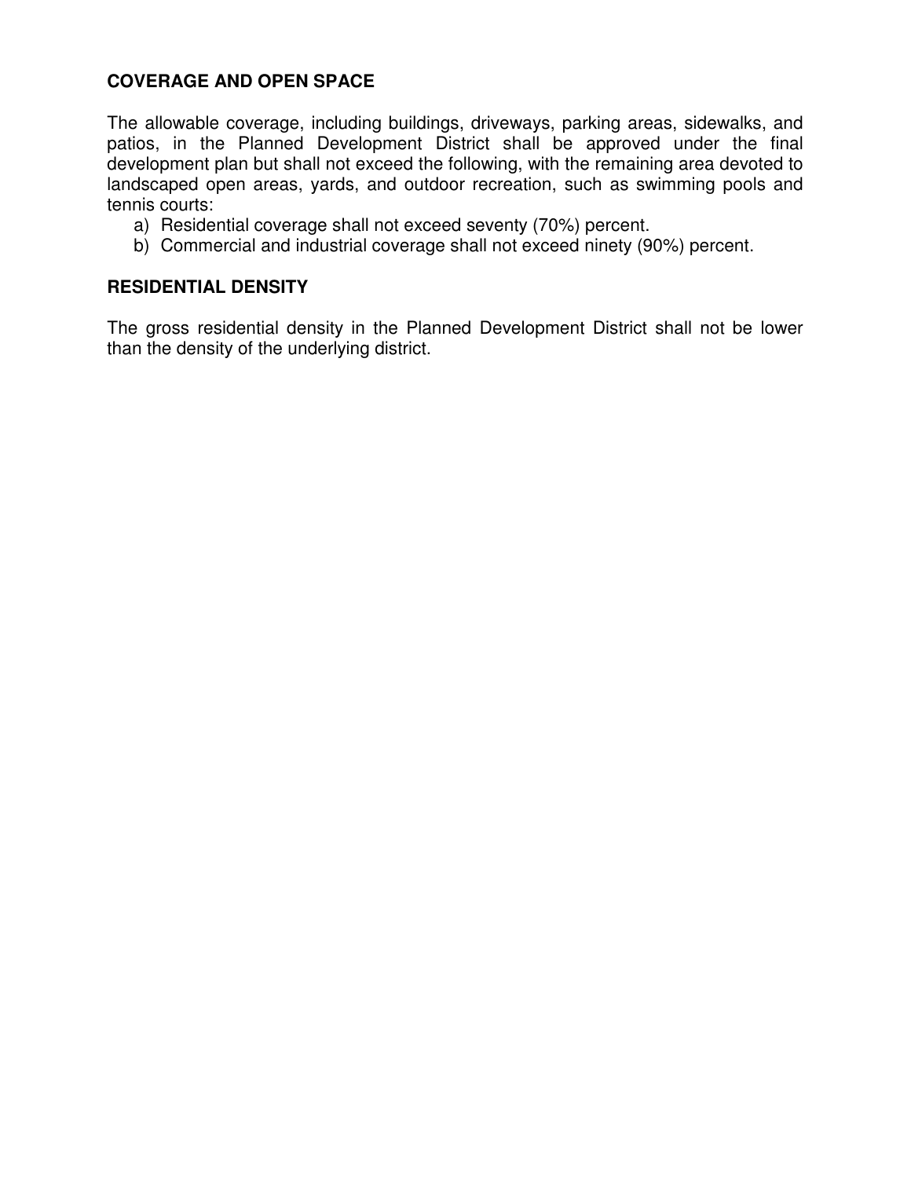## COVERAGE AND OPEN SPACE

The allowable coverage, including buildings, driveways, parking areas, sidewalks, and patios, in the Planned Development District shall be approved under the final development plan but shall not exceed the following, with the remaining area devoted to landscaped open areas, yards, and outdoor recreation, such as swimming pools and tennis courts:

a) Residential coverage shall not exceed seventy (70%) percent.
b) Commercial and industrial coverage shall not exceed ninety (90%) percent.

## RESIDENTIAL DENSITY

The gross residential density in the Planned Development District shall not be lower than the density of the underlying district.